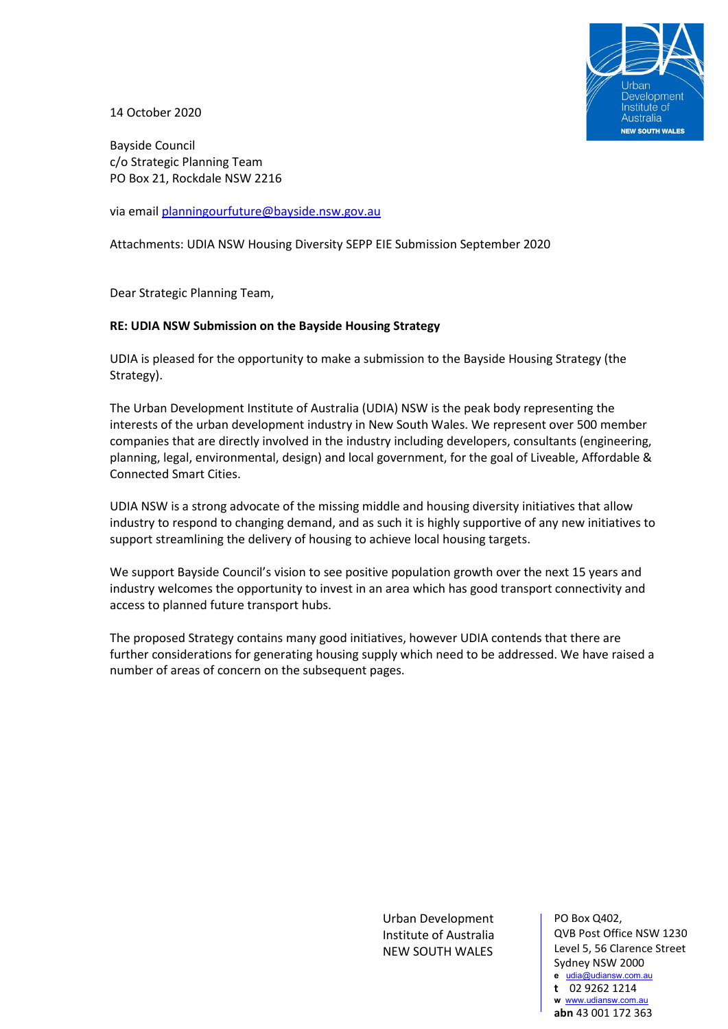14 October 2020

Bayside Council
c/o Strategic Planning Team
PO Box 21, Rockdale NSW 2216

via email planningourfuture@bayside.nsw.gov.au

Attachments: UDIA NSW Housing Diversity SEPP EIE Submission September 2020

Dear Strategic Planning Team,

**RE: UDIA NSW Submission on the Bayside Housing Strategy**

UDIA is pleased for the opportunity to make a submission to the Bayside Housing Strategy (the Strategy).

The Urban Development Institute of Australia (UDIA) NSW is the peak body representing the interests of the urban development industry in New South Wales. We represent over 500 member companies that are directly involved in the industry including developers, consultants (engineering, planning, legal, environmental, design) and local government, for the goal of Liveable, Affordable & Connected Smart Cities.

UDIA NSW is a strong advocate of the missing middle and housing diversity initiatives that allow industry to respond to changing demand, and as such it is highly supportive of any new initiatives to support streamlining the delivery of housing to achieve local housing targets.

We support Bayside Council's vision to see positive population growth over the next 15 years and industry welcomes the opportunity to invest in an area which has good transport connectivity and access to planned future transport hubs.

The proposed Strategy contains many good initiatives, however UDIA contends that there are further considerations for generating housing supply which need to be addressed. We have raised a number of areas of concern on the subsequent pages.

Urban Development
Institute of Australia
NEW SOUTH WALES

PO Box Q402,
QVB Post Office NSW 1230
Level 5, 56 Clarence Street
Sydney NSW 2000
**e** udia@udiansw.com.au
**t** 02 9262 1214
**w** www.udiansw.com.au
**abn** 43 001 172 363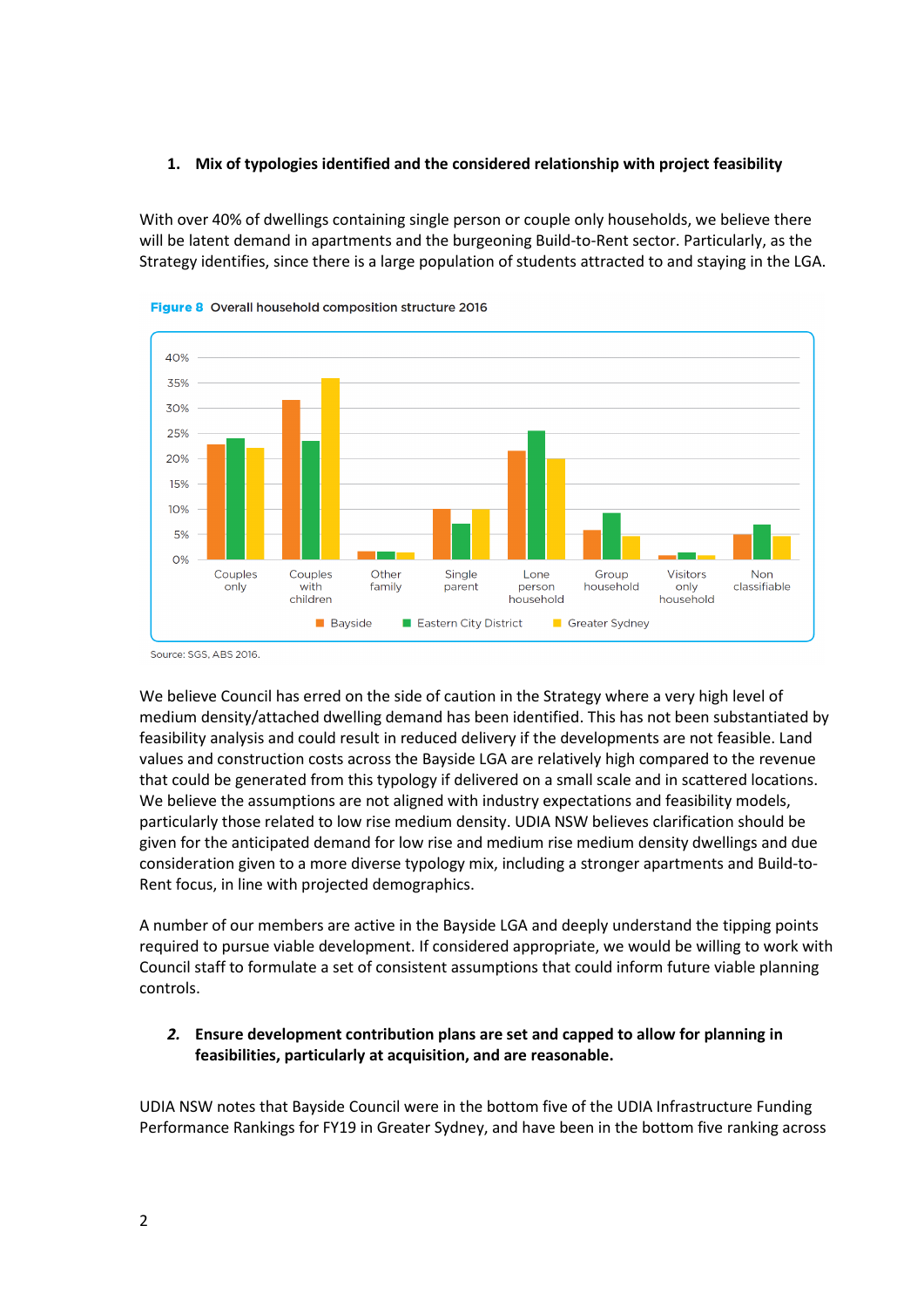1. **Mix of typologies identified and the considered relationship with project feasibility**

With over 40% of dwellings containing single person or couple only households, we believe there will be latent demand in apartments and the burgeoning Build-to-Rent sector. Particularly, as the Strategy identifies, since there is a large population of students attracted to and staying in the LGA.

**Figure 8** Overall household composition structure 2016

Source: SGS, ABS 2016.

We believe Council has erred on the side of caution in the Strategy where a very high level of medium density/attached dwelling demand has been identified. This has not been substantiated by feasibility analysis and could result in reduced delivery if the developments are not feasible. Land values and construction costs across the Bayside LGA are relatively high compared to the revenue that could be generated from this typology if delivered on a small scale and in scattered locations. We believe the assumptions are not aligned with industry expectations and feasibility models, particularly those related to low rise medium density. UDIA NSW believes clarification should be given for the anticipated demand for low rise and medium rise medium density dwellings and due consideration given to a more diverse typology mix, including a stronger apartments and Build-to-Rent focus, in line with projected demographics.

A number of our members are active in the Bayside LGA and deeply understand the tipping points required to pursue viable development. If considered appropriate, we would be willing to work with Council staff to formulate a set of consistent assumptions that could inform future viable planning controls.

2. ***Ensure development contribution plans are set and capped to allow for planning in feasibilities, particularly at acquisition, and are reasonable.***

UDIA NSW notes that Bayside Council were in the bottom five of the UDIA Infrastructure Funding Performance Rankings for FY19 in Greater Sydney, and have been in the bottom five ranking across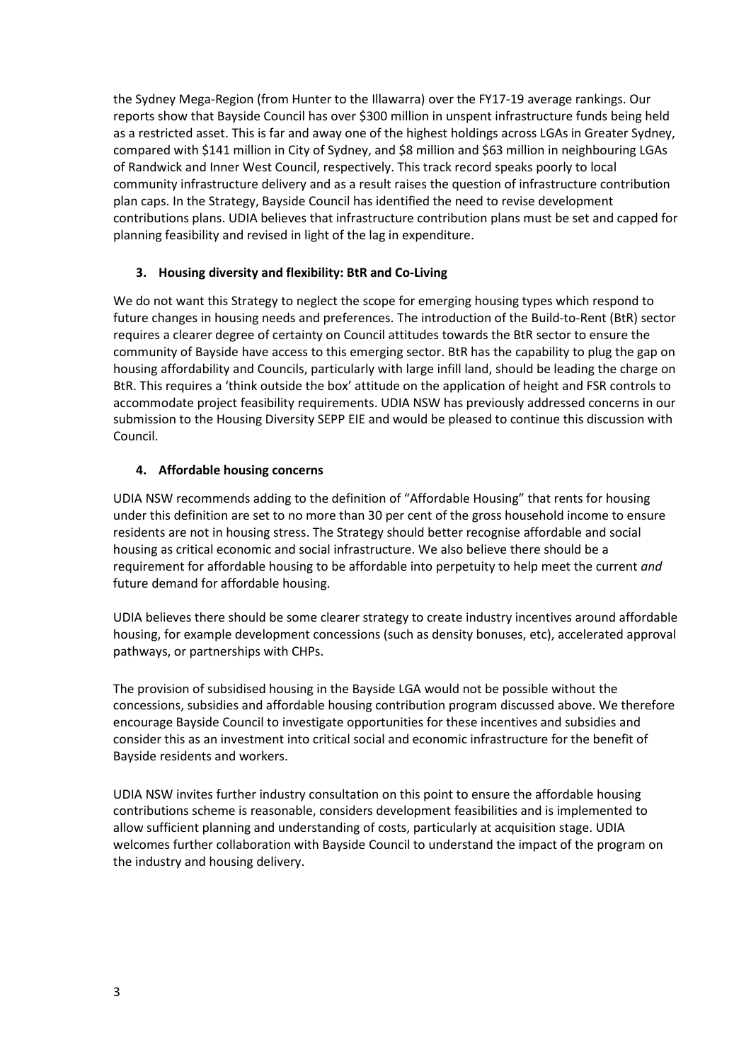the Sydney Mega-Region (from Hunter to the Illawarra) over the FY17-19 average rankings. Our reports show that Bayside Council has over $300 million in unspent infrastructure funds being held as a restricted asset. This is far and away one of the highest holdings across LGAs in Greater Sydney, compared with $141 million in City of Sydney, and $8 million and $63 million in neighbouring LGAs of Randwick and Inner West Council, respectively. This track record speaks poorly to local community infrastructure delivery and as a result raises the question of infrastructure contribution plan caps. In the Strategy, Bayside Council has identified the need to revise development contributions plans. UDIA believes that infrastructure contribution plans must be set and capped for planning feasibility and revised in light of the lag in expenditure.

**3. Housing diversity and flexibility: BtR and Co-Living**

We do not want this Strategy to neglect the scope for emerging housing types which respond to future changes in housing needs and preferences. The introduction of the Build-to-Rent (BtR) sector requires a clearer degree of certainty on Council attitudes towards the BtR sector to ensure the community of Bayside have access to this emerging sector. BtR has the capability to plug the gap on housing affordability and Councils, particularly with large infill land, should be leading the charge on BtR. This requires a 'think outside the box' attitude on the application of height and FSR controls to accommodate project feasibility requirements. UDIA NSW has previously addressed concerns in our submission to the Housing Diversity SEPP EIE and would be pleased to continue this discussion with Council.

**4. Affordable housing concerns**

UDIA NSW recommends adding to the definition of "Affordable Housing" that rents for housing under this definition are set to no more than 30 per cent of the gross household income to ensure residents are not in housing stress. The Strategy should better recognise affordable and social housing as critical economic and social infrastructure. We also believe there should be a requirement for affordable housing to be affordable into perpetuity to help meet the current *and* future demand for affordable housing.

UDIA believes there should be some clearer strategy to create industry incentives around affordable housing, for example development concessions (such as density bonuses, etc), accelerated approval pathways, or partnerships with CHPs.

The provision of subsidised housing in the Bayside LGA would not be possible without the concessions, subsidies and affordable housing contribution program discussed above. We therefore encourage Bayside Council to investigate opportunities for these incentives and subsidies and consider this as an investment into critical social and economic infrastructure for the benefit of Bayside residents and workers.

UDIA NSW invites further industry consultation on this point to ensure the affordable housing contributions scheme is reasonable, considers development feasibilities and is implemented to allow sufficient planning and understanding of costs, particularly at acquisition stage. UDIA welcomes further collaboration with Bayside Council to understand the impact of the program on the industry and housing delivery.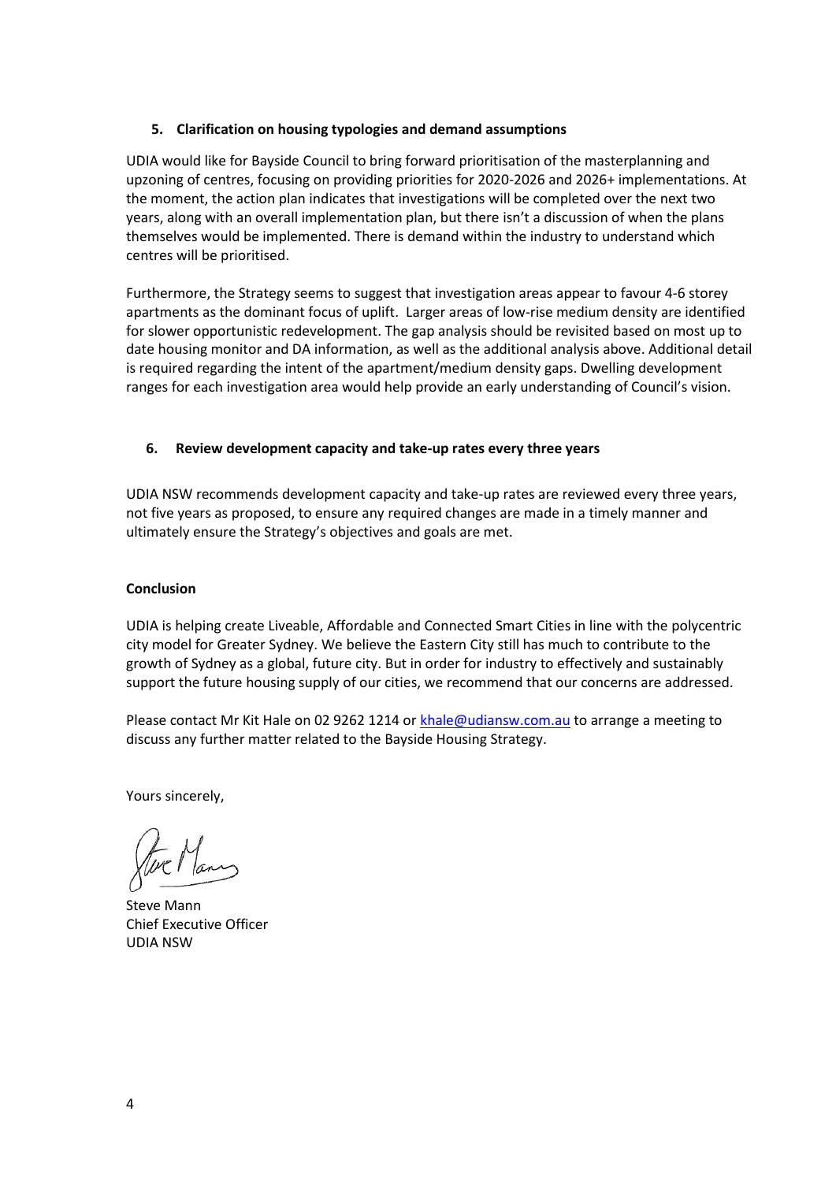### 5. Clarification on housing typologies and demand assumptions

UDIA would like for Bayside Council to bring forward prioritisation of the masterplanning and upzoning of centres, focusing on providing priorities for 2020-2026 and 2026+ implementations. At the moment, the action plan indicates that investigations will be completed over the next two years, along with an overall implementation plan, but there isn't a discussion of when the plans themselves would be implemented. There is demand within the industry to understand which centres will be prioritised.

Furthermore, the Strategy seems to suggest that investigation areas appear to favour 4-6 storey apartments as the dominant focus of uplift. Larger areas of low-rise medium density are identified for slower opportunistic redevelopment. The gap analysis should be revisited based on most up to date housing monitor and DA information, as well as the additional analysis above. Additional detail is required regarding the intent of the apartment/medium density gaps. Dwelling development ranges for each investigation area would help provide an early understanding of Council's vision.

### 6. Review development capacity and take-up rates every three years

UDIA NSW recommends development capacity and take-up rates are reviewed every three years, not five years as proposed, to ensure any required changes are made in a timely manner and ultimately ensure the Strategy's objectives and goals are met.

### Conclusion

UDIA is helping create Liveable, Affordable and Connected Smart Cities in line with the polycentric city model for Greater Sydney. We believe the Eastern City still has much to contribute to the growth of Sydney as a global, future city. But in order for industry to effectively and sustainably support the future housing supply of our cities, we recommend that our concerns are addressed.

Please contact Mr Kit Hale on 02 9262 1214 or [khale@udiansw.com.au](mailto:khale@udiansw.com.au) to arrange a meeting to discuss any further matter related to the Bayside Housing Strategy.

Yours sincerely,

Steve Mann
Chief Executive Officer
UDIA NSW